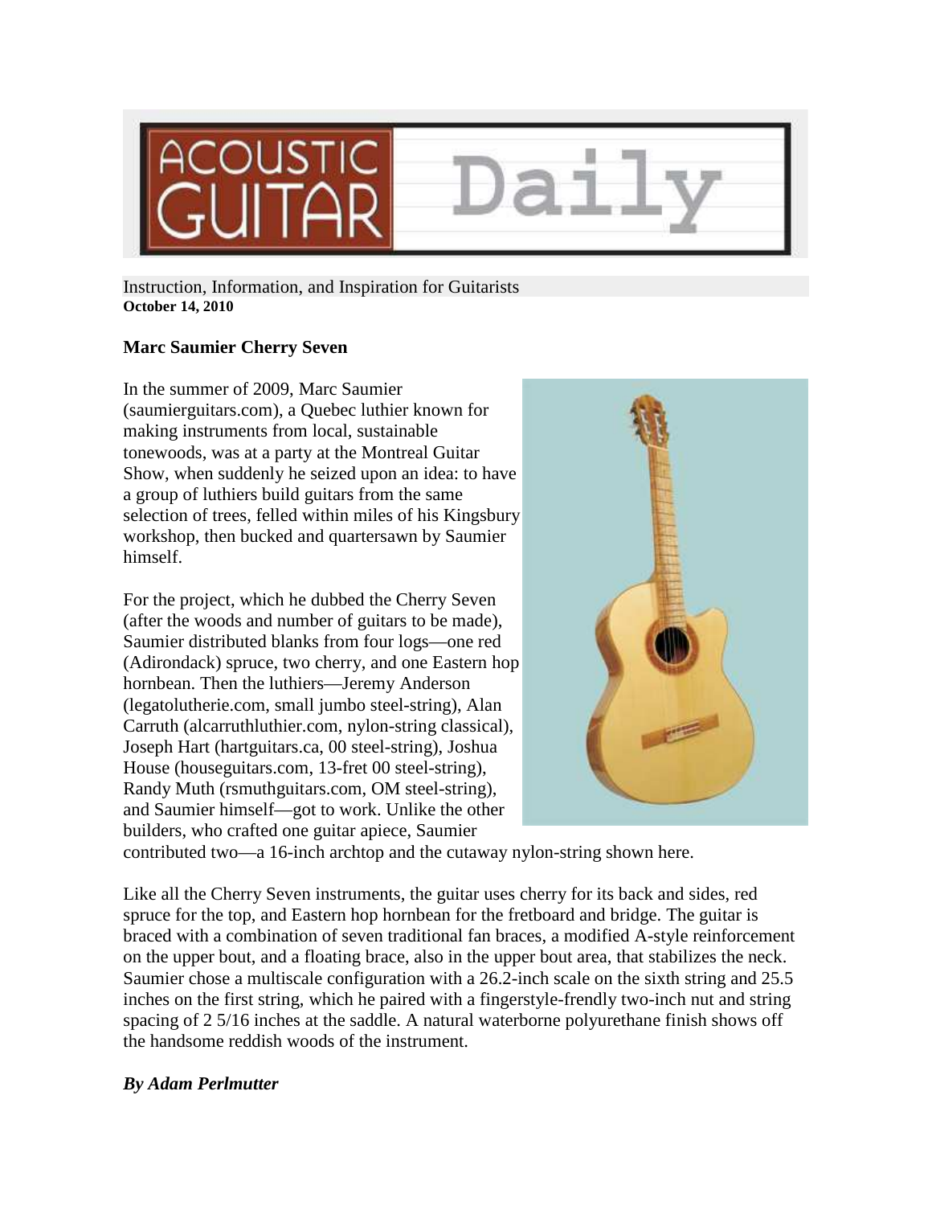# ACOUSTIC GUITAR Daily

Instruction, Information, and Inspiration for Guitarists

**October 14, 2010**

## Marc Saumier Cherry Seven

In the summer of 2009, Marc Saumier (saumierguitars.com), a Quebec luthier known for making instruments from local, sustainable tonewoods, was at a party at the Montreal Guitar Show, when suddenly he seized upon an idea: to have a group of luthiers build guitars from the same selection of trees, felled within miles of his Kingsbury workshop, then bucked and quartersawn by Saumier himself.

For the project, which he dubbed the Cherry Seven (after the woods and number of guitars to be made), Saumier distributed blanks from four logs—one red (Adirondack) spruce, two cherry, and one Eastern hop hornbean. Then the luthiers—Jeremy Anderson (legatolutherie.com, small jumbo steel-string), Alan Carruth (alcarruthluthier.com, nylon-string classical), Joseph Hart (hartguitars.ca, 00 steel-string), Joshua House (houseguitars.com, 13-fret 00 steel-string), Randy Muth (rsmuthguitars.com, OM steel-string), and Saumier himself—got to work. Unlike the other builders, who crafted one guitar apiece, Saumier contributed two—a 16-inch archtop and the cutaway nylon-string shown here.

Like all the Cherry Seven instruments, the guitar uses cherry for its back and sides, red spruce for the top, and Eastern hop hornbean for the fretboard and bridge. The guitar is braced with a combination of seven traditional fan braces, a modified A-style reinforcement on the upper bout, and a floating brace, also in the upper bout area, that stabilizes the neck. Saumier chose a multiscale configuration with a 26.2-inch scale on the sixth string and 25.5 inches on the first string, which he paired with a fingerstyle-friendly two-inch nut and string spacing of 2 5/16 inches at the saddle. A natural waterborne polyurethane finish shows off the handsome reddish woods of the instrument.

***By Adam Perlmutter***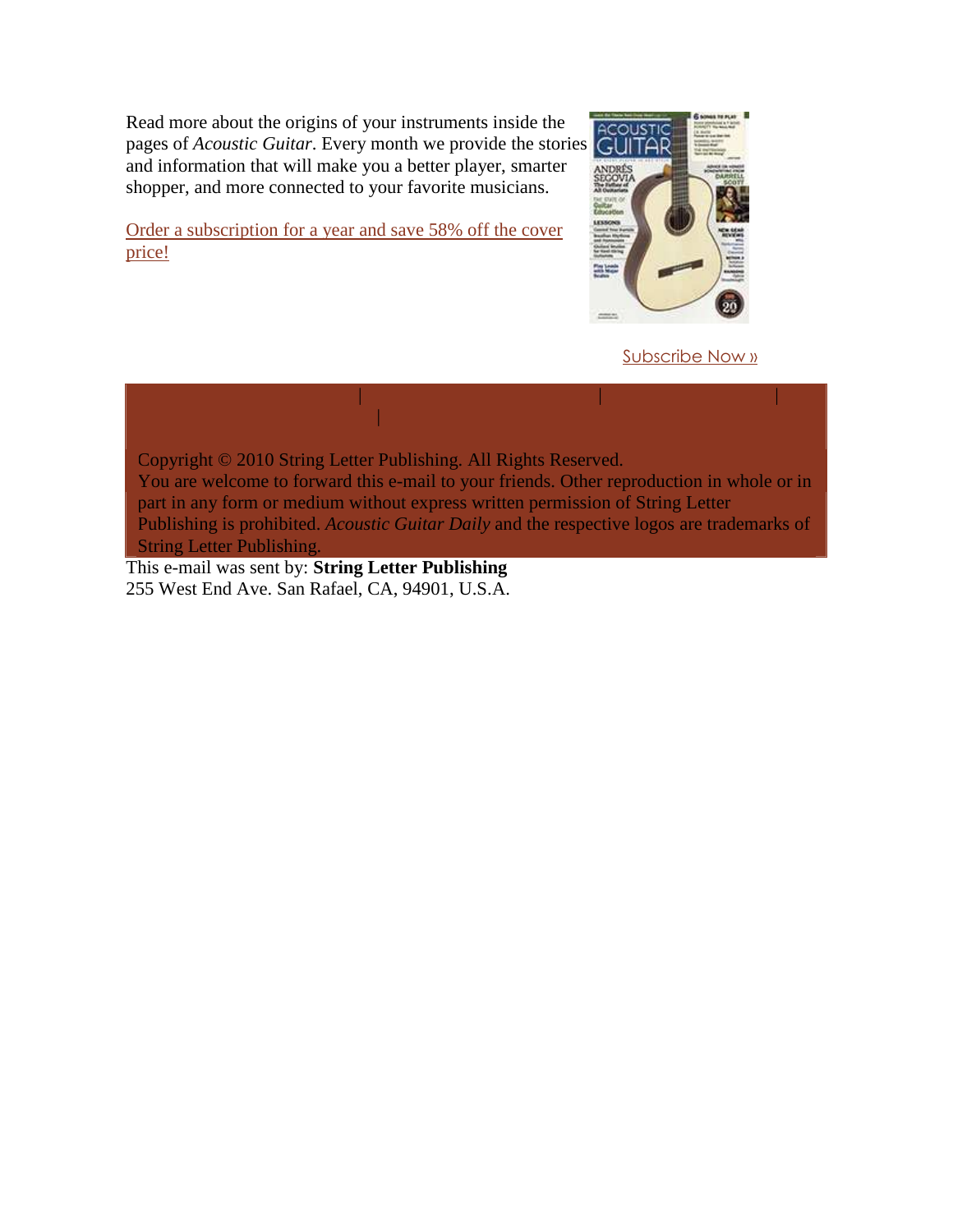Read more about the origins of your instruments inside the pages of *Acoustic Guitar*. Every month we provide the stories and information that will make you a better player, smarter shopper, and more connected to your favorite musicians.

Order a subscription for a year and save 58% off the cover price!

Subscribe Now »

| | | |

|

Copyright © 2010 String Letter Publishing. All Rights Reserved.
You are welcome to forward this e-mail to your friends. Other reproduction in whole or in part in any form or medium without express written permission of String Letter Publishing is prohibited. *Acoustic Guitar Daily* and the respective logos are trademarks of String Letter Publishing.

This e-mail was sent by: **String Letter Publishing**
255 West End Ave. San Rafael, CA, 94901, U.S.A.